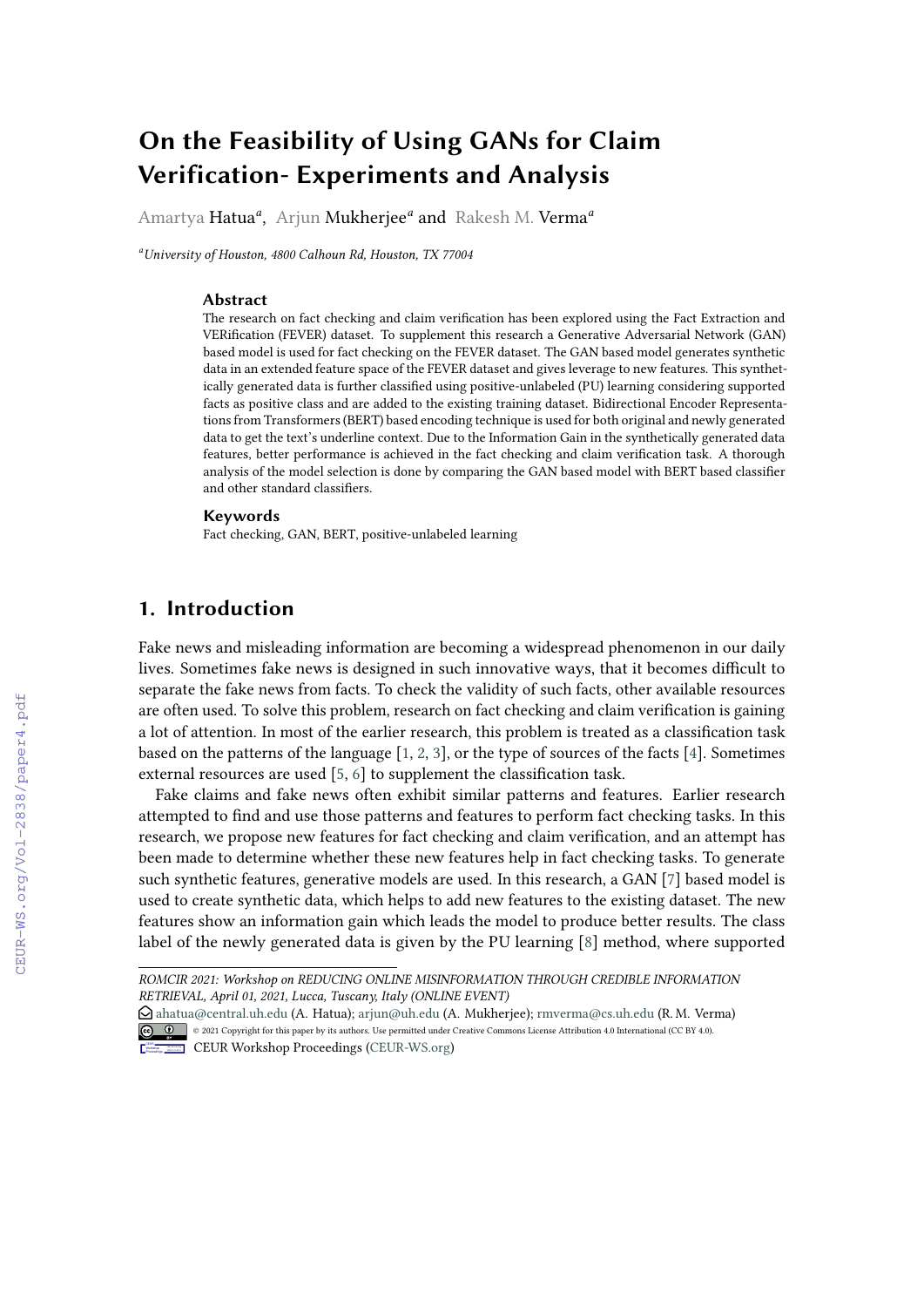# On the Feasibility of Using GANs for Claim Verification- Experiments and Analysis

Amartya Hatua[a], Arjun Mukherjee[a] and Rakesh M. Verma[a]

[a]*University of Houston, 4800 Calhoun Rd, Houston, TX 77004*

### Abstract

The research on fact checking and claim verification has been explored using the Fact Extraction and VERification (FEVER) dataset. To supplement this research a Generative Adversarial Network (GAN) based model is used for fact checking on the FEVER dataset. The GAN based model generates synthetic data in an extended feature space of the FEVER dataset and gives leverage to new features. This synthetically generated data is further classified using positive-unlabeled (PU) learning considering supported facts as positive class and are added to the existing training dataset. Bidirectional Encoder Representations from Transformers (BERT) based encoding technique is used for both original and newly generated data to get the text's underline context. Due to the Information Gain in the synthetically generated data features, better performance is achieved in the fact checking and claim verification task. A thorough analysis of the model selection is done by comparing the GAN based model with BERT based classifier and other standard classifiers.

### Keywords

Fact checking, GAN, BERT, positive-unlabeled learning

## 1. Introduction

Fake news and misleading information are becoming a widespread phenomenon in our daily lives. Sometimes fake news is designed in such innovative ways, that it becomes difficult to separate the fake news from facts. To check the validity of such facts, other available resources are often used. To solve this problem, research on fact checking and claim verification is gaining a lot of attention. In most of the earlier research, this problem is treated as a classification task based on the patterns of the language [1, 2, 3], or the type of sources of the facts [4]. Sometimes external resources are used [5, 6] to supplement the classification task.

Fake claims and fake news often exhibit similar patterns and features. Earlier research attempted to find and use those patterns and features to perform fact checking tasks. In this research, we propose new features for fact checking and claim verification, and an attempt has been made to determine whether these new features help in fact checking tasks. To generate such synthetic features, generative models are used. In this research, a GAN [7] based model is used to create synthetic data, which helps to add new features to the existing dataset. The new features show an information gain which leads the model to produce better results. The class label of the newly generated data is given by the PU learning [8] method, where supported

---

*ROMCIR 2021: Workshop on REDUCING ONLINE MISINFORMATION THROUGH CREDIBLE INFORMATION RETRIEVAL, April 01, 2021, Lucca, Tuscany, Italy (ONLINE EVENT)*

ahatua@central.uh.edu (A. Hatua); arjun@uh.edu (A. Mukherjee); rmverma@cs.uh.edu (R. M. Verma)

© 2021 Copyright for this paper by its authors. Use permitted under Creative Commons License Attribution 4.0 International (CC BY 4.0).

CEUR Workshop Proceedings (CEUR-WS.org)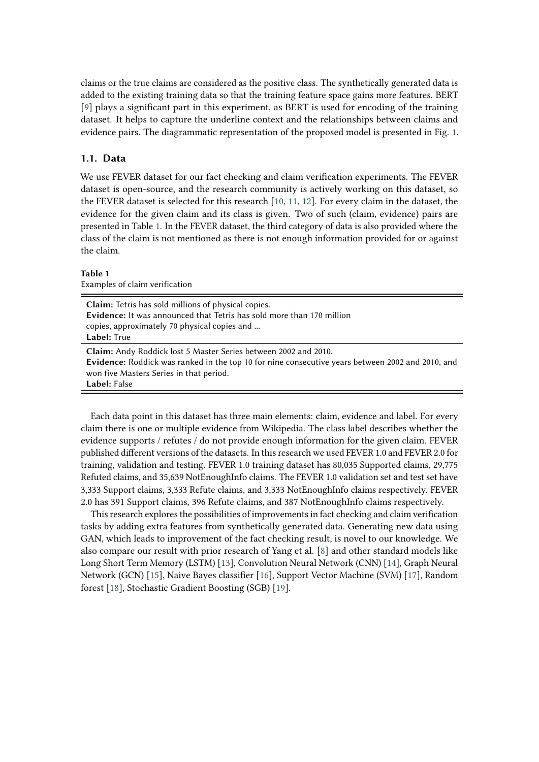claims or the true claims are considered as the positive class. The synthetically generated data is added to the existing training data so that the training feature space gains more features. BERT [9] plays a significant part in this experiment, as BERT is used for encoding of the training dataset. It helps to capture the underline context and the relationships between claims and evidence pairs. The diagrammatic representation of the proposed model is presented in Fig. 1.

## 1.1. Data

We use FEVER dataset for our fact checking and claim verification experiments. The FEVER dataset is open-source, and the research community is actively working on this dataset, so the FEVER dataset is selected for this research [10, 11, 12]. For every claim in the dataset, the evidence for the given claim and its class is given. Two of such (claim, evidence) pairs are presented in Table 1. In the FEVER dataset, the third category of data is also provided where the class of the claim is not mentioned as there is not enough information provided for or against the claim.

**Table 1**
Examples of claim verification

| |
|---|
| **Claim:** Tetris has sold millions of physical copies.<br>**Evidence:** It was announced that Tetris has sold more than 170 million copies, approximately 70 physical copies and ...<br>**Label:** True |
| **Claim:** Andy Roddick lost 5 Master Series between 2002 and 2010.<br>**Evidence:** Roddick was ranked in the top 10 for nine consecutive years between 2002 and 2010, and won five Masters Series in that period.<br>**Label:** False |

Each data point in this dataset has three main elements: claim, evidence and label. For every claim there is one or multiple evidence from Wikipedia. The class label describes whether the evidence supports / refutes / do not provide enough information for the given claim. FEVER published different versions of the datasets. In this research we used FEVER 1.0 and FEVER 2.0 for training, validation and testing. FEVER 1.0 training dataset has 80,035 Supported claims, 29,775 Refuted claims, and 35,639 NotEnoughInfo claims. The FEVER 1.0 validation set and test set have 3,333 Support claims, 3,333 Refute claims, and 3,333 NotEnoughInfo claims respectively. FEVER 2.0 has 391 Support claims, 396 Refute claims, and 387 NotEnoughInfo claims respectively.

This research explores the possibilities of improvements in fact checking and claim verification tasks by adding extra features from synthetically generated data. Generating new data using GAN, which leads to improvement of the fact checking result, is novel to our knowledge. We also compare our result with prior research of Yang et al. [8] and other standard models like Long Short Term Memory (LSTM) [13], Convolution Neural Network (CNN) [14], Graph Neural Network (GCN) [15], Naive Bayes classifier [16], Support Vector Machine (SVM) [17], Random forest [18], Stochastic Gradient Boosting (SGB) [19].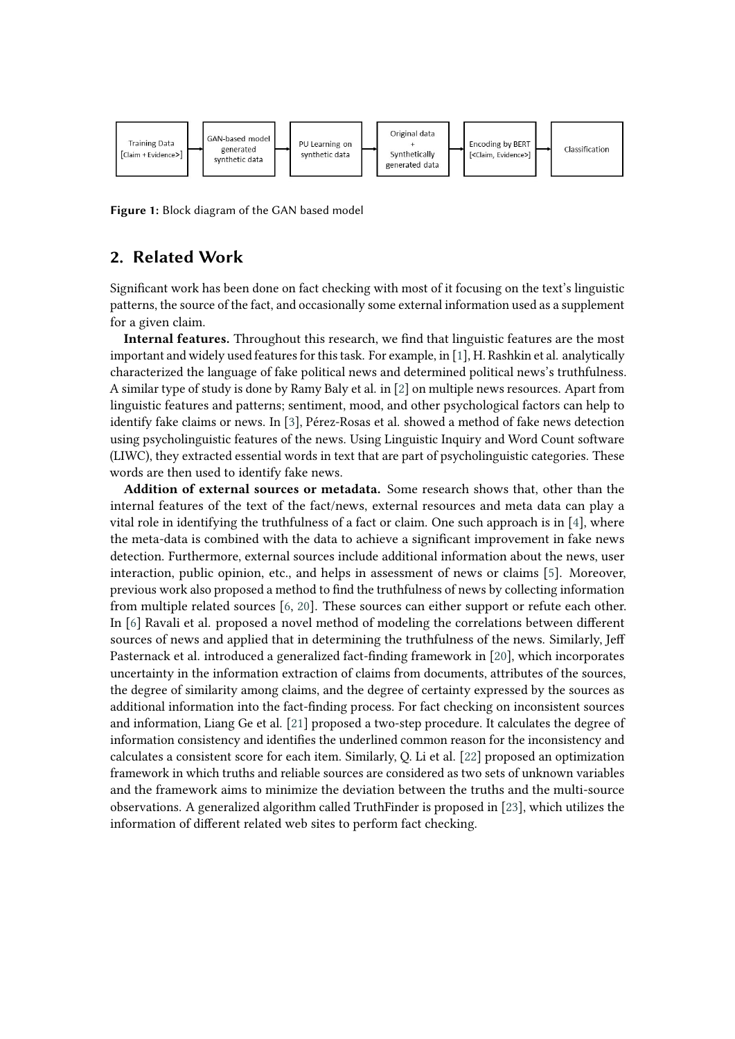Training Data [Claim + Evidence>] → GAN-based model generated synthetic data → PU Learning on synthetic data → Original data + Synthetically generated data → Encoding by BERT [<Claim, Evidence>] → Classification

**Figure 1:** Block diagram of the GAN based model

## 2. Related Work

Significant work has been done on fact checking with most of it focusing on the text's linguistic patterns, the source of the fact, and occasionally some external information used as a supplement for a given claim.

**Internal features.** Throughout this research, we find that linguistic features are the most important and widely used features for this task. For example, in [1], H. Rashkin et al. analytically characterized the language of fake political news and determined political news's truthfulness. A similar type of study is done by Ramy Baly et al. in [2] on multiple news resources. Apart from linguistic features and patterns; sentiment, mood, and other psychological factors can help to identify fake claims or news. In [3], Pérez-Rosas et al. showed a method of fake news detection using psycholinguistic features of the news. Using Linguistic Inquiry and Word Count software (LIWC), they extracted essential words in text that are part of psycholinguistic categories. These words are then used to identify fake news.

**Addition of external sources or metadata.** Some research shows that, other than the internal features of the text of the fact/news, external resources and meta data can play a vital role in identifying the truthfulness of a fact or claim. One such approach is in [4], where the meta-data is combined with the data to achieve a significant improvement in fake news detection. Furthermore, external sources include additional information about the news, user interaction, public opinion, etc., and helps in assessment of news or claims [5]. Moreover, previous work also proposed a method to find the truthfulness of news by collecting information from multiple related sources [6, 20]. These sources can either support or refute each other. In [6] Ravali et al. proposed a novel method of modeling the correlations between different sources of news and applied that in determining the truthfulness of the news. Similarly, Jeff Pasternack et al. introduced a generalized fact-finding framework in [20], which incorporates uncertainty in the information extraction of claims from documents, attributes of the sources, the degree of similarity among claims, and the degree of certainty expressed by the sources as additional information into the fact-finding process. For fact checking on inconsistent sources and information, Liang Ge et al. [21] proposed a two-step procedure. It calculates the degree of information consistency and identifies the underlined common reason for the inconsistency and calculates a consistent score for each item. Similarly, Q. Li et al. [22] proposed an optimization framework in which truths and reliable sources are considered as two sets of unknown variables and the framework aims to minimize the deviation between the truths and the multi-source observations. A generalized algorithm called TruthFinder is proposed in [23], which utilizes the information of different related web sites to perform fact checking.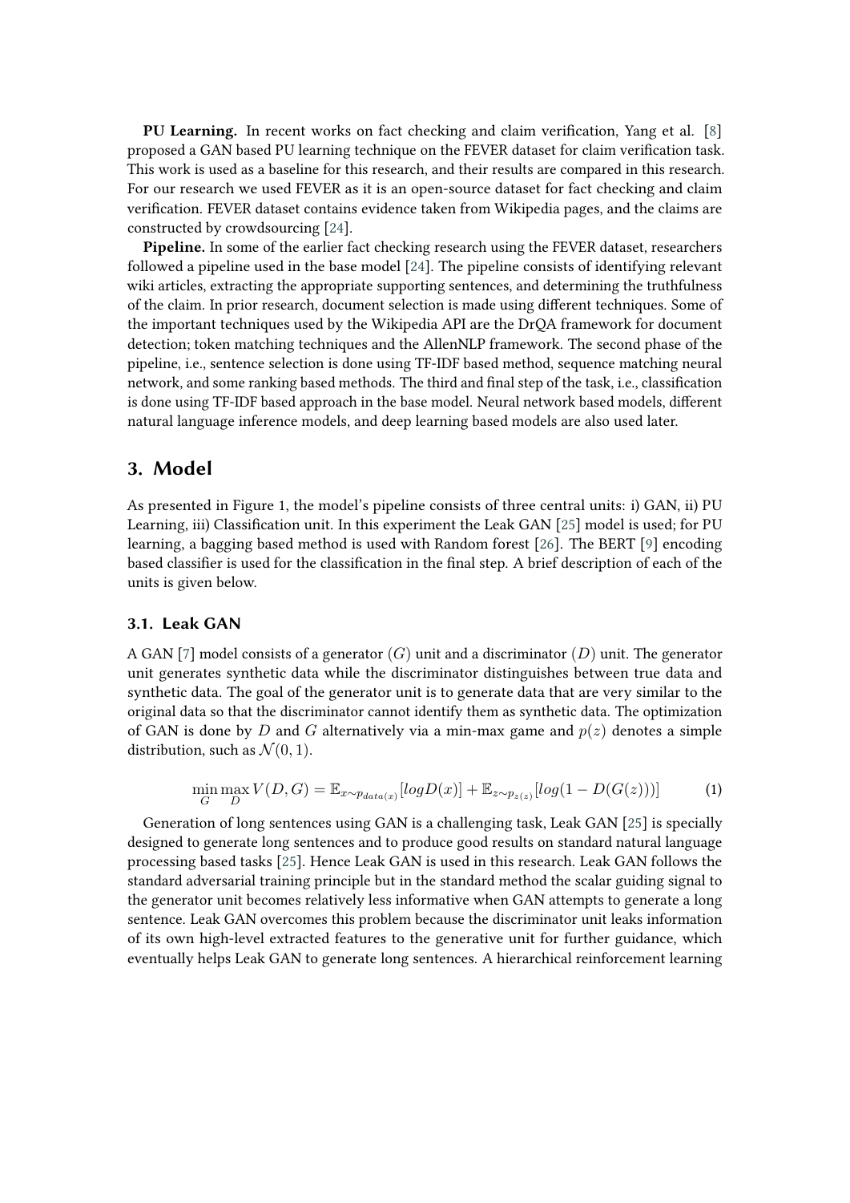**PU Learning.** In recent works on fact checking and claim verification, Yang et al. [8] proposed a GAN based PU learning technique on the FEVER dataset for claim verification task. This work is used as a baseline for this research, and their results are compared in this research. For our research we used FEVER as it is an open-source dataset for fact checking and claim verification. FEVER dataset contains evidence taken from Wikipedia pages, and the claims are constructed by crowdsourcing [24].

**Pipeline.** In some of the earlier fact checking research using the FEVER dataset, researchers followed a pipeline used in the base model [24]. The pipeline consists of identifying relevant wiki articles, extracting the appropriate supporting sentences, and determining the truthfulness of the claim. In prior research, document selection is made using different techniques. Some of the important techniques used by the Wikipedia API are the DrQA framework for document detection; token matching techniques and the AllenNLP framework. The second phase of the pipeline, i.e., sentence selection is done using TF-IDF based method, sequence matching neural network, and some ranking based methods. The third and final step of the task, i.e., classification is done using TF-IDF based approach in the base model. Neural network based models, different natural language inference models, and deep learning based models are also used later.

## 3. Model

As presented in Figure 1, the model's pipeline consists of three central units: i) GAN, ii) PU Learning, iii) Classification unit. In this experiment the Leak GAN [25] model is used; for PU learning, a bagging based method is used with Random forest [26]. The BERT [9] encoding based classifier is used for the classification in the final step. A brief description of each of the units is given below.

### 3.1. Leak GAN

A GAN [7] model consists of a generator ($G$) unit and a discriminator ($D$) unit. The generator unit generates synthetic data while the discriminator distinguishes between true data and synthetic data. The goal of the generator unit is to generate data that are very similar to the original data so that the discriminator cannot identify them as synthetic data. The optimization of GAN is done by $D$ and $G$ alternatively via a min-max game and $p(z)$ denotes a simple distribution, such as $\mathcal{N}(0,1)$.

$$\min_{G}\max_{D} V(D,G) = \mathbb{E}_{x\sim p_{data(x)}}[logD(x)] + \mathbb{E}_{z\sim p_{z(z)}}[log(1-D(G(z)))] \tag{1}$$

Generation of long sentences using GAN is a challenging task, Leak GAN [25] is specially designed to generate long sentences and to produce good results on standard natural language processing based tasks [25]. Hence Leak GAN is used in this research. Leak GAN follows the standard adversarial training principle but in the standard method the scalar guiding signal to the generator unit becomes relatively less informative when GAN attempts to generate a long sentence. Leak GAN overcomes this problem because the discriminator unit leaks information of its own high-level extracted features to the generative unit for further guidance, which eventually helps Leak GAN to generate long sentences. A hierarchical reinforcement learning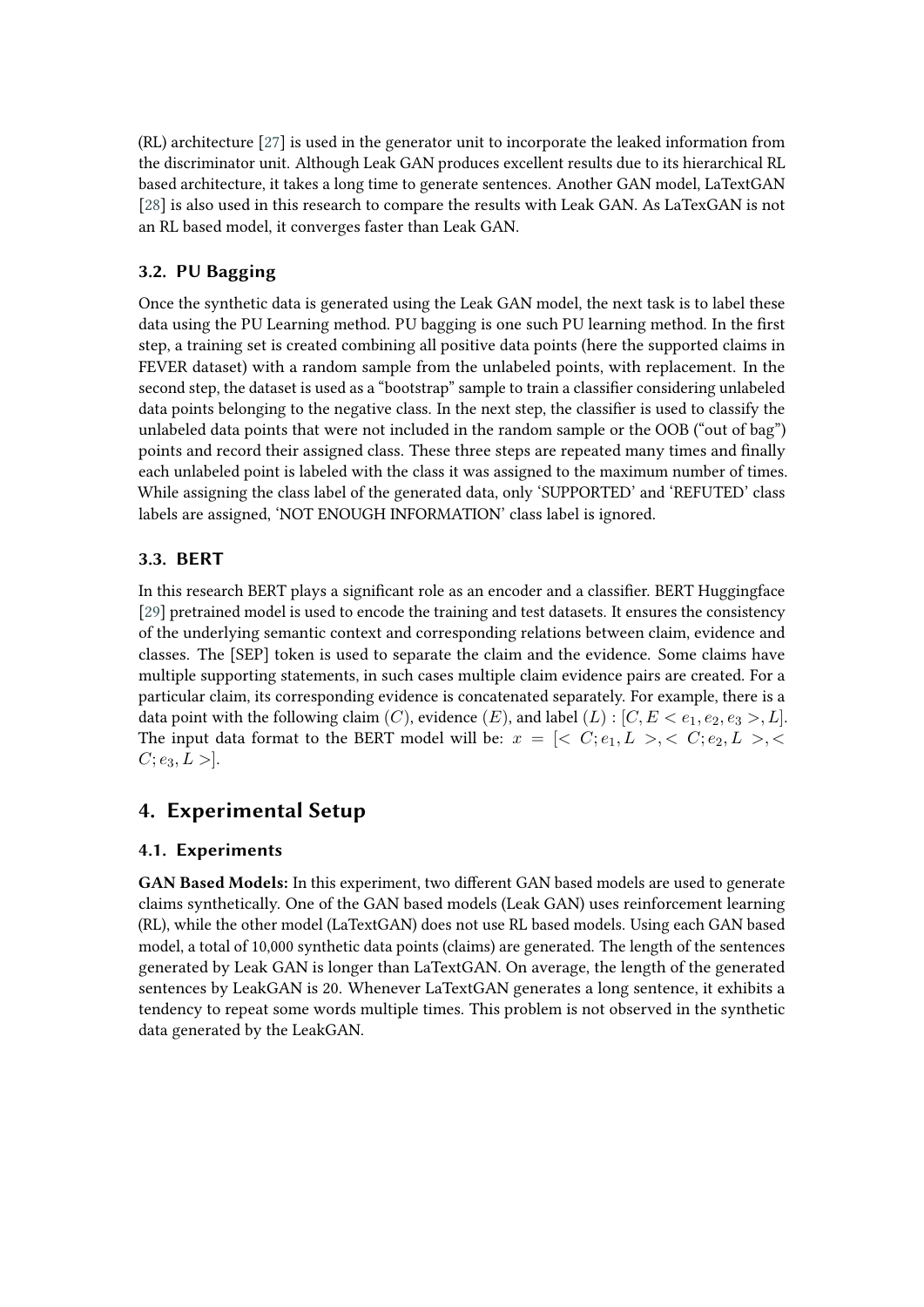(RL) architecture [27] is used in the generator unit to incorporate the leaked information from the discriminator unit. Although Leak GAN produces excellent results due to its hierarchical RL based architecture, it takes a long time to generate sentences. Another GAN model, LaTextGAN [28] is also used in this research to compare the results with Leak GAN. As LaTexGAN is not an RL based model, it converges faster than Leak GAN.

### 3.2. PU Bagging

Once the synthetic data is generated using the Leak GAN model, the next task is to label these data using the PU Learning method. PU bagging is one such PU learning method. In the first step, a training set is created combining all positive data points (here the supported claims in FEVER dataset) with a random sample from the unlabeled points, with replacement. In the second step, the dataset is used as a "bootstrap" sample to train a classifier considering unlabeled data points belonging to the negative class. In the next step, the classifier is used to classify the unlabeled data points that were not included in the random sample or the OOB ("out of bag") points and record their assigned class. These three steps are repeated many times and finally each unlabeled point is labeled with the class it was assigned to the maximum number of times. While assigning the class label of the generated data, only 'SUPPORTED' and 'REFUTED' class labels are assigned, 'NOT ENOUGH INFORMATION' class label is ignored.

### 3.3. BERT

In this research BERT plays a significant role as an encoder and a classifier. BERT Huggingface [29] pretrained model is used to encode the training and test datasets. It ensures the consistency of the underlying semantic context and corresponding relations between claim, evidence and classes. The [SEP] token is used to separate the claim and the evidence. Some claims have multiple supporting statements, in such cases multiple claim evidence pairs are created. For a particular claim, its corresponding evidence is concatenated separately. For example, there is a data point with the following claim ($C$), evidence ($E$), and label ($L$) : $[C, E < e_1, e_2, e_3 >, L]$. The input data format to the BERT model will be: $x = [< C; e_1, L >, < C; e_2, L >, < C; e_3, L >]$.

## 4. Experimental Setup

### 4.1. Experiments

**GAN Based Models:** In this experiment, two different GAN based models are used to generate claims synthetically. One of the GAN based models (Leak GAN) uses reinforcement learning (RL), while the other model (LaTextGAN) does not use RL based models. Using each GAN based model, a total of 10,000 synthetic data points (claims) are generated. The length of the sentences generated by Leak GAN is longer than LaTextGAN. On average, the length of the generated sentences by LeakGAN is 20. Whenever LaTextGAN generates a long sentence, it exhibits a tendency to repeat some words multiple times. This problem is not observed in the synthetic data generated by the LeakGAN.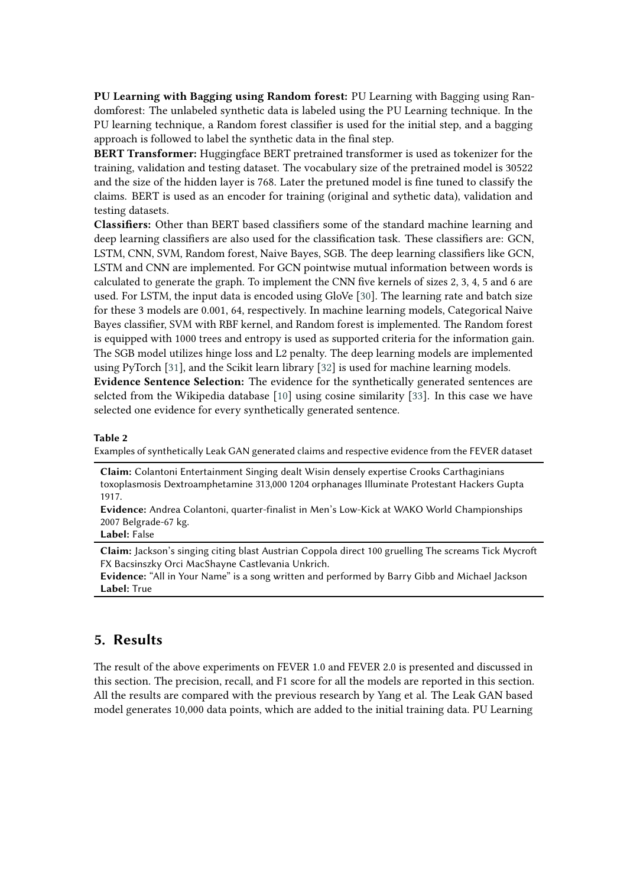**PU Learning with Bagging using Random forest:** PU Learning with Bagging using Randomforest: The unlabeled synthetic data is labeled using the PU Learning technique. In the PU learning technique, a Random forest classifier is used for the initial step, and a bagging approach is followed to label the synthetic data in the final step.

**BERT Transformer:** Huggingface BERT pretrained transformer is used as tokenizer for the training, validation and testing dataset. The vocabulary size of the pretrained model is 30522 and the size of the hidden layer is 768. Later the pretuned model is fine tuned to classify the claims. BERT is used as an encoder for training (original and sythetic data), validation and testing datasets.

**Classifiers:** Other than BERT based classifiers some of the standard machine learning and deep learning classifiers are also used for the classification task. These classifiers are: GCN, LSTM, CNN, SVM, Random forest, Naive Bayes, SGB. The deep learning classifiers like GCN, LSTM and CNN are implemented. For GCN pointwise mutual information between words is calculated to generate the graph. To implement the CNN five kernels of sizes 2, 3, 4, 5 and 6 are used. For LSTM, the input data is encoded using GloVe [30]. The learning rate and batch size for these 3 models are 0.001, 64, respectively. In machine learning models, Categorical Naive Bayes classifier, SVM with RBF kernel, and Random forest is implemented. The Random forest is equipped with 1000 trees and entropy is used as supported criteria for the information gain. The SGB model utilizes hinge loss and L2 penalty. The deep learning models are implemented using PyTorch [31], and the Scikit learn library [32] is used for machine learning models.

**Evidence Sentence Selection:** The evidence for the synthetically generated sentences are selcted from the Wikipedia database [10] using cosine similarity [33]. In this case we have selected one evidence for every synthetically generated sentence.

**Table 2**
Examples of synthetically Leak GAN generated claims and respective evidence from the FEVER dataset

| |
|---|
| **Claim:** Colantoni Entertainment Singing dealt Wisin densely expertise Crooks Carthaginians toxoplasmosis Dextroamphetamine 313,000 1204 orphanages Illuminate Protestant Hackers Gupta 1917.<br>**Evidence:** Andrea Colantoni, quarter-finalist in Men's Low-Kick at WAKO World Championships 2007 Belgrade-67 kg.<br>**Label:** False |
| **Claim:** Jackson's singing citing blast Austrian Coppola direct 100 gruelling The screams Tick Mycroft FX Bacsinszky Orci MacShayne Castlevania Unkrich.<br>**Evidence:** "All in Your Name" is a song written and performed by Barry Gibb and Michael Jackson<br>**Label:** True |

## 5. Results

The result of the above experiments on FEVER 1.0 and FEVER 2.0 is presented and discussed in this section. The precision, recall, and F1 score for all the models are reported in this section. All the results are compared with the previous research by Yang et al. The Leak GAN based model generates 10,000 data points, which are added to the initial training data. PU Learning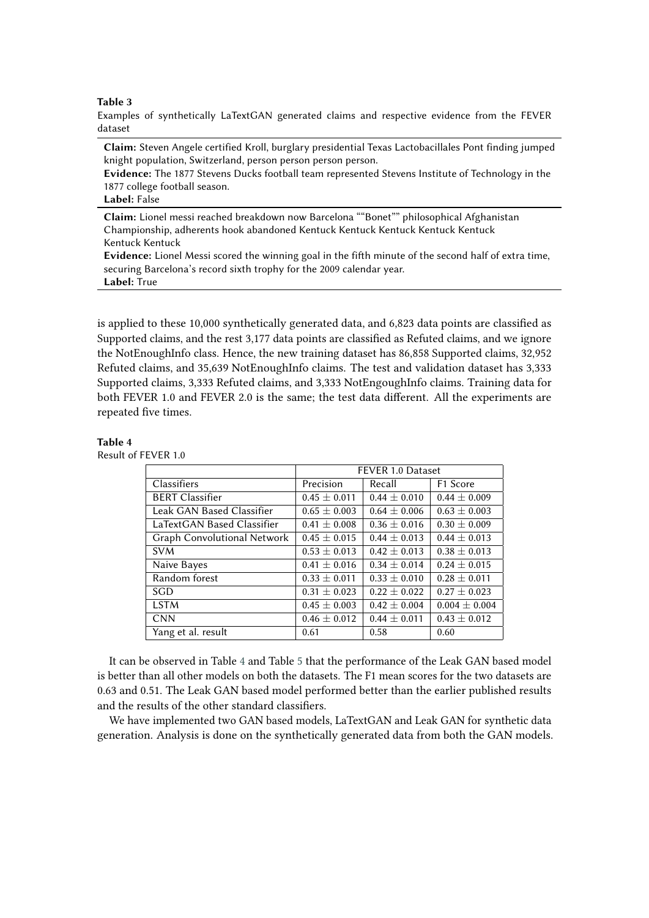**Table 3**

Examples of synthetically LaTextGAN generated claims and respective evidence from the FEVER dataset

**Claim:** Steven Angele certified Kroll, burglary presidential Texas Lactobacillales Pont finding jumped knight population, Switzerland, person person person person.
**Evidence:** The 1877 Stevens Ducks football team represented Stevens Institute of Technology in the 1877 college football season.
**Label:** False

**Claim:** Lionel messi reached breakdown now Barcelona ""Bonet"" philosophical Afghanistan Championship, adherents hook abandoned Kentuck Kentuck Kentuck Kentuck Kentuck Kentuck Kentuck
**Evidence:** Lionel Messi scored the winning goal in the fifth minute of the second half of extra time, securing Barcelona's record sixth trophy for the 2009 calendar year.
**Label:** True

is applied to these 10,000 synthetically generated data, and 6,823 data points are classified as Supported claims, and the rest 3,177 data points are classified as Refuted claims, and we ignore the NotEnoughInfo class. Hence, the new training dataset has 86,858 Supported claims, 32,952 Refuted claims, and 35,639 NotEnoughInfo claims. The test and validation dataset has 3,333 Supported claims, 3,333 Refuted claims, and 3,333 NotEngoughInfo claims. Training data for both FEVER 1.0 and FEVER 2.0 is the same; the test data different. All the experiments are repeated five times.

**Table 4**

Result of FEVER 1.0

| | FEVER 1.0 Dataset | | |
|---|---|---|---|
| Classifiers | Precision | Recall | F1 Score |
| BERT Classifier | $0.45 \pm 0.011$ | $0.44 \pm 0.010$ | $0.44 \pm 0.009$ |
| Leak GAN Based Classifier | $0.65 \pm 0.003$ | $0.64 \pm 0.006$ | $0.63 \pm 0.003$ |
| LaTextGAN Based Classifier | $0.41 \pm 0.008$ | $0.36 \pm 0.016$ | $0.30 \pm 0.009$ |
| Graph Convolutional Network | $0.45 \pm 0.015$ | $0.44 \pm 0.013$ | $0.44 \pm 0.013$ |
| SVM | $0.53 \pm 0.013$ | $0.42 \pm 0.013$ | $0.38 \pm 0.013$ |
| Naive Bayes | $0.41 \pm 0.016$ | $0.34 \pm 0.014$ | $0.24 \pm 0.015$ |
| Random forest | $0.33 \pm 0.011$ | $0.33 \pm 0.010$ | $0.28 \pm 0.011$ |
| SGD | $0.31 \pm 0.023$ | $0.22 \pm 0.022$ | $0.27 \pm 0.023$ |
| LSTM | $0.45 \pm 0.003$ | $0.42 \pm 0.004$ | $0.004 \pm 0.004$ |
| CNN | $0.46 \pm 0.012$ | $0.44 \pm 0.011$ | $0.43 \pm 0.012$ |
| Yang et al. result | 0.61 | 0.58 | 0.60 |

It can be observed in Table 4 and Table 5 that the performance of the Leak GAN based model is better than all other models on both the datasets. The F1 mean scores for the two datasets are 0.63 and 0.51. The Leak GAN based model performed better than the earlier published results and the results of the other standard classifiers.

We have implemented two GAN based models, LaTextGAN and Leak GAN for synthetic data generation. Analysis is done on the synthetically generated data from both the GAN models.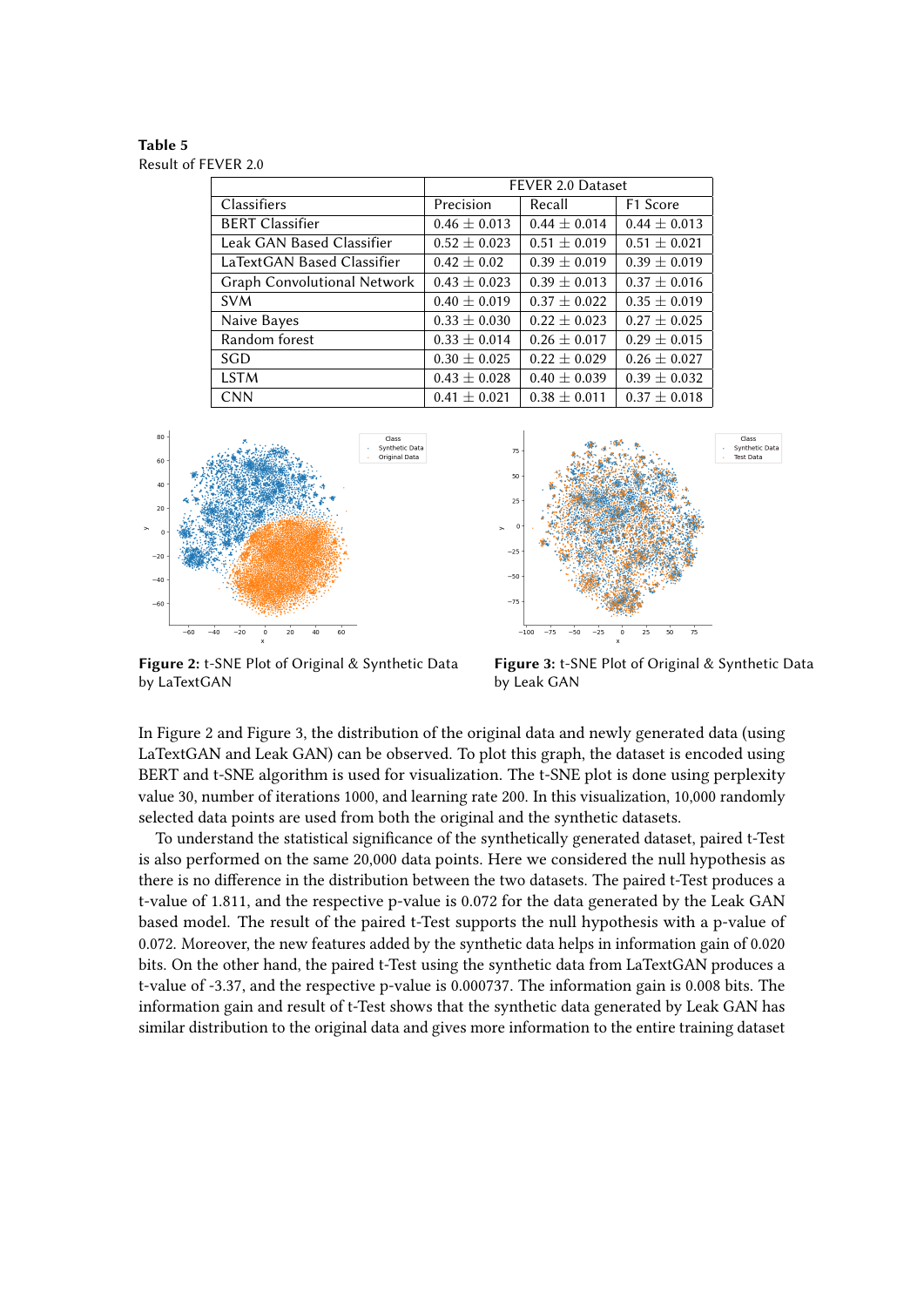**Table 5**
Result of FEVER 2.0

| | FEVER 2.0 Dataset | | |
|---|---|---|---|
| Classifiers | Precision | Recall | F1 Score |
| BERT Classifier | 0.46 ± 0.013 | 0.44 ± 0.014 | 0.44 ± 0.013 |
| Leak GAN Based Classifier | 0.52 ± 0.023 | 0.51 ± 0.019 | 0.51 ± 0.021 |
| LaTextGAN Based Classifier | 0.42 ± 0.02 | 0.39 ± 0.019 | 0.39 ± 0.019 |
| Graph Convolutional Network | 0.43 ± 0.023 | 0.39 ± 0.013 | 0.37 ± 0.016 |
| SVM | 0.40 ± 0.019 | 0.37 ± 0.022 | 0.35 ± 0.019 |
| Naive Bayes | 0.33 ± 0.030 | 0.22 ± 0.023 | 0.27 ± 0.025 |
| Random forest | 0.33 ± 0.014 | 0.26 ± 0.017 | 0.29 ± 0.015 |
| SGD | 0.30 ± 0.025 | 0.22 ± 0.029 | 0.26 ± 0.027 |
| LSTM | 0.43 ± 0.028 | 0.40 ± 0.039 | 0.39 ± 0.032 |
| CNN | 0.41 ± 0.021 | 0.38 ± 0.011 | 0.37 ± 0.018 |

**Figure 2:** t-SNE Plot of Original & Synthetic Data by LaTextGAN

**Figure 3:** t-SNE Plot of Original & Synthetic Data by Leak GAN

In Figure 2 and Figure 3, the distribution of the original data and newly generated data (using LaTextGAN and Leak GAN) can be observed. To plot this graph, the dataset is encoded using BERT and t-SNE algorithm is used for visualization. The t-SNE plot is done using perplexity value 30, number of iterations 1000, and learning rate 200. In this visualization, 10,000 randomly selected data points are used from both the original and the synthetic datasets.

To understand the statistical significance of the synthetically generated dataset, paired t-Test is also performed on the same 20,000 data points. Here we considered the null hypothesis as there is no difference in the distribution between the two datasets. The paired t-Test produces a t-value of 1.811, and the respective p-value is 0.072 for the data generated by the Leak GAN based model. The result of the paired t-Test supports the null hypothesis with a p-value of 0.072. Moreover, the new features added by the synthetic data helps in information gain of 0.020 bits. On the other hand, the paired t-Test using the synthetic data from LaTextGAN produces a t-value of -3.37, and the respective p-value is 0.000737. The information gain is 0.008 bits. The information gain and result of t-Test shows that the synthetic data generated by Leak GAN has similar distribution to the original data and gives more information to the entire training dataset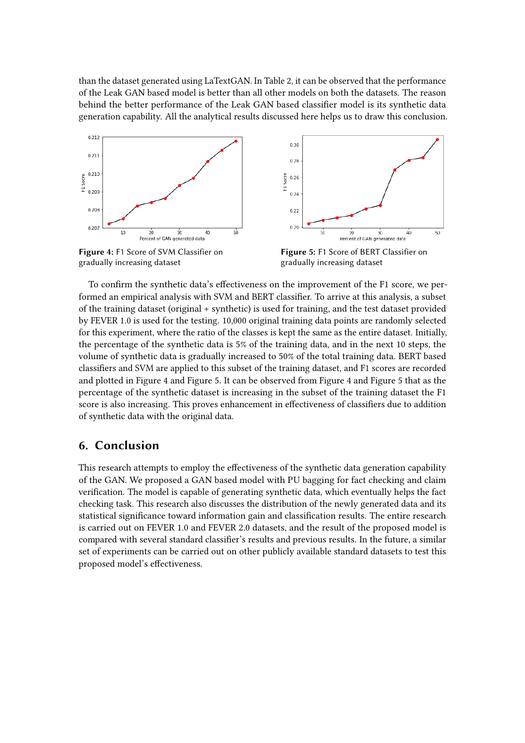than the dataset generated using LaTextGAN. In Table 2, it can be observed that the performance of the Leak GAN based model is better than all other models on both the datasets. The reason behind the better performance of the Leak GAN based classifier model is its synthetic data generation capability. All the analytical results discussed here helps us to draw this conclusion.

**Figure 4:** F1 Score of SVM Classifier on gradually increasing dataset

**Figure 5:** F1 Score of BERT Classifier on gradually increasing dataset

To confirm the synthetic data's effectiveness on the improvement of the F1 score, we performed an empirical analysis with SVM and BERT classifier. To arrive at this analysis, a subset of the training dataset (original + synthetic) is used for training, and the test dataset provided by FEVER 1.0 is used for the testing. 10,000 original training data points are randomly selected for this experiment, where the ratio of the classes is kept the same as the entire dataset. Initially, the percentage of the synthetic data is 5% of the training data, and in the next 10 steps, the volume of synthetic data is gradually increased to 50% of the total training data. BERT based classifiers and SVM are applied to this subset of the training dataset, and F1 scores are recorded and plotted in Figure 4 and Figure 5. It can be observed from Figure 4 and Figure 5 that as the percentage of the synthetic dataset is increasing in the subset of the training dataset the F1 score is also increasing. This proves enhancement in effectiveness of classifiers due to addition of synthetic data with the original data.

## 6. Conclusion

This research attempts to employ the effectiveness of the synthetic data generation capability of the GAN. We proposed a GAN based model with PU bagging for fact checking and claim verification. The model is capable of generating synthetic data, which eventually helps the fact checking task. This research also discusses the distribution of the newly generated data and its statistical significance toward information gain and classification results. The entire research is carried out on FEVER 1.0 and FEVER 2.0 datasets, and the result of the proposed model is compared with several standard classifier's results and previous results. In the future, a similar set of experiments can be carried out on other publicly available standard datasets to test this proposed model's effectiveness.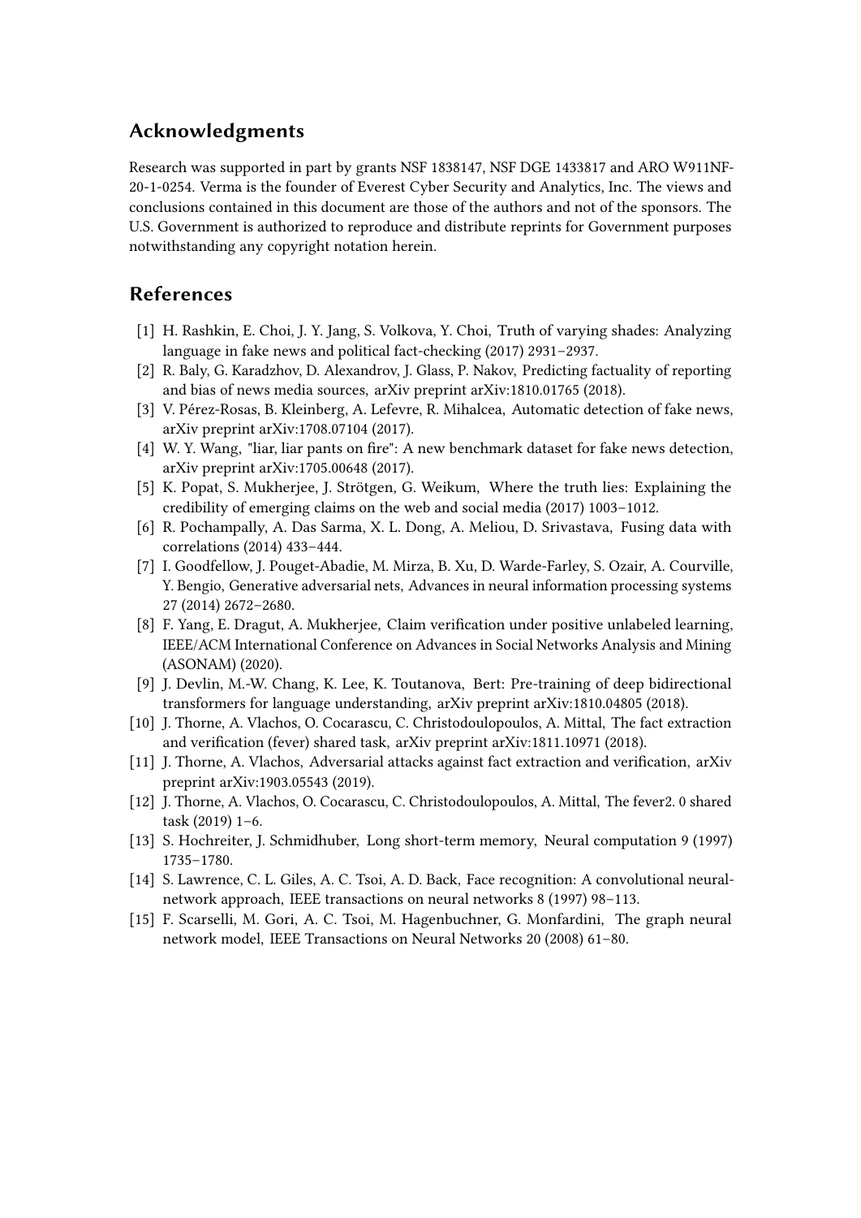## Acknowledgments

Research was supported in part by grants NSF 1838147, NSF DGE 1433817 and ARO W911NF-20-1-0254. Verma is the founder of Everest Cyber Security and Analytics, Inc. The views and conclusions contained in this document are those of the authors and not of the sponsors. The U.S. Government is authorized to reproduce and distribute reprints for Government purposes notwithstanding any copyright notation herein.

## References

[1] H. Rashkin, E. Choi, J. Y. Jang, S. Volkova, Y. Choi, Truth of varying shades: Analyzing language in fake news and political fact-checking (2017) 2931–2937.

[2] R. Baly, G. Karadzhov, D. Alexandrov, J. Glass, P. Nakov, Predicting factuality of reporting and bias of news media sources, arXiv preprint arXiv:1810.01765 (2018).

[3] V. Pérez-Rosas, B. Kleinberg, A. Lefevre, R. Mihalcea, Automatic detection of fake news, arXiv preprint arXiv:1708.07104 (2017).

[4] W. Y. Wang, "liar, liar pants on fire": A new benchmark dataset for fake news detection, arXiv preprint arXiv:1705.00648 (2017).

[5] K. Popat, S. Mukherjee, J. Strötgen, G. Weikum, Where the truth lies: Explaining the credibility of emerging claims on the web and social media (2017) 1003–1012.

[6] R. Pochampally, A. Das Sarma, X. L. Dong, A. Meliou, D. Srivastava, Fusing data with correlations (2014) 433–444.

[7] I. Goodfellow, J. Pouget-Abadie, M. Mirza, B. Xu, D. Warde-Farley, S. Ozair, A. Courville, Y. Bengio, Generative adversarial nets, Advances in neural information processing systems 27 (2014) 2672–2680.

[8] F. Yang, E. Dragut, A. Mukherjee, Claim verification under positive unlabeled learning, IEEE/ACM International Conference on Advances in Social Networks Analysis and Mining (ASONAM) (2020).

[9] J. Devlin, M.-W. Chang, K. Lee, K. Toutanova, Bert: Pre-training of deep bidirectional transformers for language understanding, arXiv preprint arXiv:1810.04805 (2018).

[10] J. Thorne, A. Vlachos, O. Cocarascu, C. Christodoulopoulos, A. Mittal, The fact extraction and verification (fever) shared task, arXiv preprint arXiv:1811.10971 (2018).

[11] J. Thorne, A. Vlachos, Adversarial attacks against fact extraction and verification, arXiv preprint arXiv:1903.05543 (2019).

[12] J. Thorne, A. Vlachos, O. Cocarascu, C. Christodoulopoulos, A. Mittal, The fever2. 0 shared task (2019) 1–6.

[13] S. Hochreiter, J. Schmidhuber, Long short-term memory, Neural computation 9 (1997) 1735–1780.

[14] S. Lawrence, C. L. Giles, A. C. Tsoi, A. D. Back, Face recognition: A convolutional neural-network approach, IEEE transactions on neural networks 8 (1997) 98–113.

[15] F. Scarselli, M. Gori, A. C. Tsoi, M. Hagenbuchner, G. Monfardini, The graph neural network model, IEEE Transactions on Neural Networks 20 (2008) 61–80.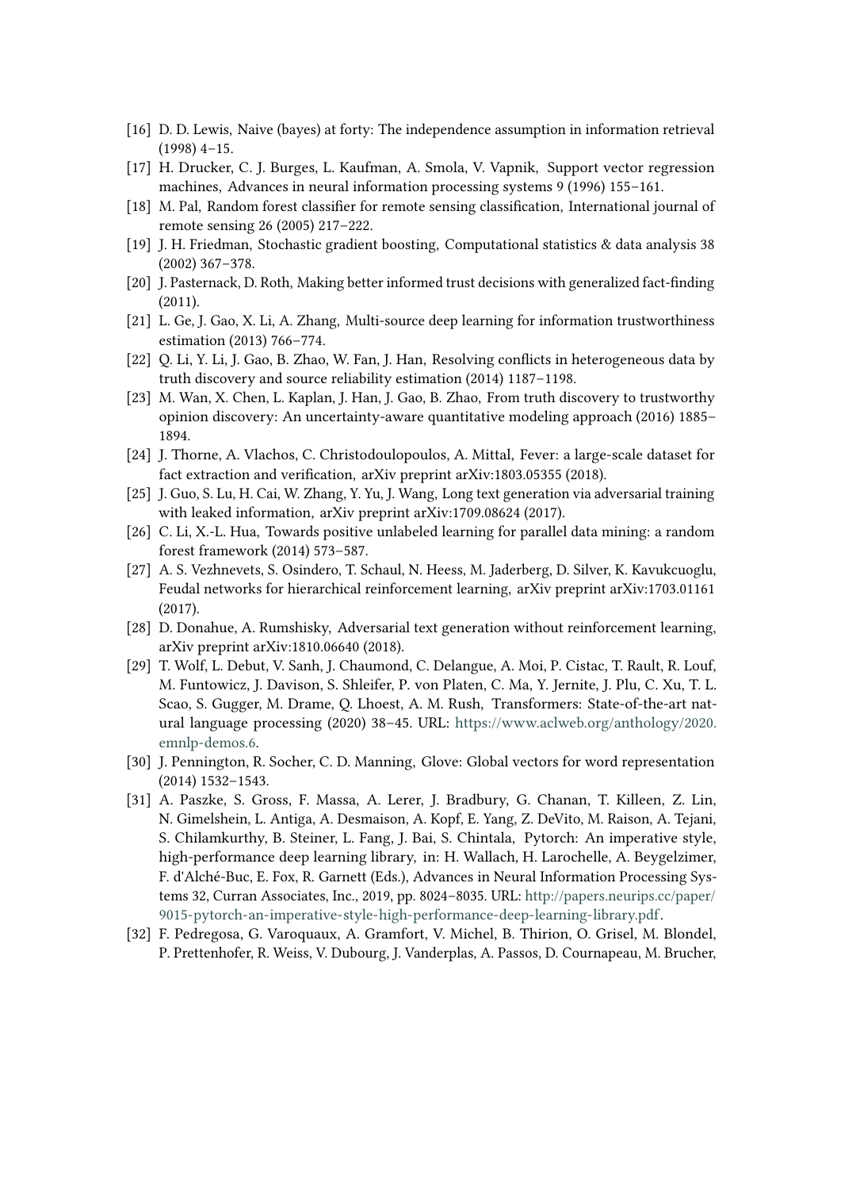[16] D. D. Lewis, Naive (bayes) at forty: The independence assumption in information retrieval (1998) 4–15.

[17] H. Drucker, C. J. Burges, L. Kaufman, A. Smola, V. Vapnik, Support vector regression machines, Advances in neural information processing systems 9 (1996) 155–161.

[18] M. Pal, Random forest classifier for remote sensing classification, International journal of remote sensing 26 (2005) 217–222.

[19] J. H. Friedman, Stochastic gradient boosting, Computational statistics & data analysis 38 (2002) 367–378.

[20] J. Pasternack, D. Roth, Making better informed trust decisions with generalized fact-finding (2011).

[21] L. Ge, J. Gao, X. Li, A. Zhang, Multi-source deep learning for information trustworthiness estimation (2013) 766–774.

[22] Q. Li, Y. Li, J. Gao, B. Zhao, W. Fan, J. Han, Resolving conflicts in heterogeneous data by truth discovery and source reliability estimation (2014) 1187–1198.

[23] M. Wan, X. Chen, L. Kaplan, J. Han, J. Gao, B. Zhao, From truth discovery to trustworthy opinion discovery: An uncertainty-aware quantitative modeling approach (2016) 1885–1894.

[24] J. Thorne, A. Vlachos, C. Christodoulopoulos, A. Mittal, Fever: a large-scale dataset for fact extraction and verification, arXiv preprint arXiv:1803.05355 (2018).

[25] J. Guo, S. Lu, H. Cai, W. Zhang, Y. Yu, J. Wang, Long text generation via adversarial training with leaked information, arXiv preprint arXiv:1709.08624 (2017).

[26] C. Li, X.-L. Hua, Towards positive unlabeled learning for parallel data mining: a random forest framework (2014) 573–587.

[27] A. S. Vezhnevets, S. Osindero, T. Schaul, N. Heess, M. Jaderberg, D. Silver, K. Kavukcuoglu, Feudal networks for hierarchical reinforcement learning, arXiv preprint arXiv:1703.01161 (2017).

[28] D. Donahue, A. Rumshisky, Adversarial text generation without reinforcement learning, arXiv preprint arXiv:1810.06640 (2018).

[29] T. Wolf, L. Debut, V. Sanh, J. Chaumond, C. Delangue, A. Moi, P. Cistac, T. Rault, R. Louf, M. Funtowicz, J. Davison, S. Shleifer, P. von Platen, C. Ma, Y. Jernite, J. Plu, C. Xu, T. L. Scao, S. Gugger, M. Drame, Q. Lhoest, A. M. Rush, Transformers: State-of-the-art natural language processing (2020) 38–45. URL: https://www.aclweb.org/anthology/2020.emnlp-demos.6.

[30] J. Pennington, R. Socher, C. D. Manning, Glove: Global vectors for word representation (2014) 1532–1543.

[31] A. Paszke, S. Gross, F. Massa, A. Lerer, J. Bradbury, G. Chanan, T. Killeen, Z. Lin, N. Gimelshein, L. Antiga, A. Desmaison, A. Kopf, E. Yang, Z. DeVito, M. Raison, A. Tejani, S. Chilamkurthy, B. Steiner, L. Fang, J. Bai, S. Chintala, Pytorch: An imperative style, high-performance deep learning library, in: H. Wallach, H. Larochelle, A. Beygelzimer, F. d'Alché-Buc, E. Fox, R. Garnett (Eds.), Advances in Neural Information Processing Systems 32, Curran Associates, Inc., 2019, pp. 8024–8035. URL: http://papers.neurips.cc/paper/9015-pytorch-an-imperative-style-high-performance-deep-learning-library.pdf.

[32] F. Pedregosa, G. Varoquaux, A. Gramfort, V. Michel, B. Thirion, O. Grisel, M. Blondel, P. Prettenhofer, R. Weiss, V. Dubourg, J. Vanderplas, A. Passos, D. Cournapeau, M. Brucher,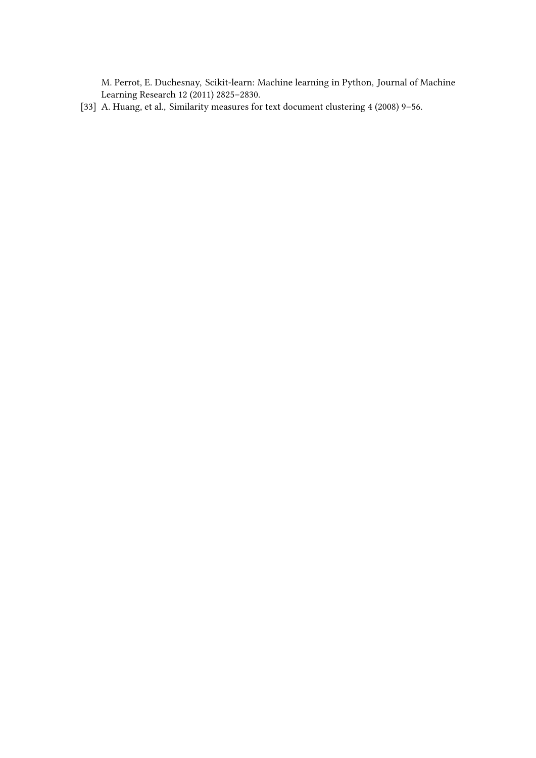M. Perrot, E. Duchesnay, Scikit-learn: Machine learning in Python, Journal of Machine Learning Research 12 (2011) 2825–2830.

[33] A. Huang, et al., Similarity measures for text document clustering 4 (2008) 9–56.